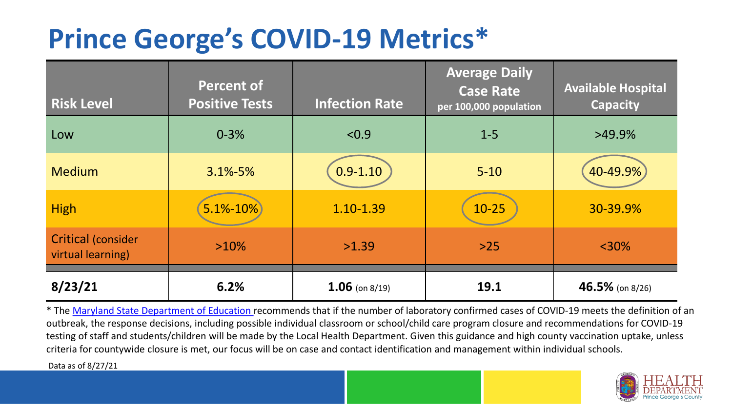# Prince George's COVID-19 Metrics*

| Risk Level | Percent of Positive Tests | Infection Rate | Average Daily Case Rate per 100,000 population | Available Hospital Capacity |
|---|---|---|---|---|
| Low | 0-3% | <0.9 | 1-5 | >49.9% |
| Medium | 3.1%-5% | 0.9-1.10 | 5-10 | 40-49.9% |
| High | 5.1%-10% | 1.10-1.39 | 10-25 | 30-39.9% |
| Critical (consider virtual learning) | >10% | >1.39 | >25 | <30% |
| **8/23/21** | **6.2%** | **1.06** (on 8/19) | **19.1** | **46.5%** (on 8/26) |

* The Maryland State Department of Education recommends that if the number of laboratory confirmed cases of COVID-19 meets the definition of an outbreak, the response decisions, including possible individual classroom or school/child care program closure and recommendations for COVID-19 testing of staff and students/children will be made by the Local Health Department. Given this guidance and high county vaccination uptake, unless criteria for countywide closure is met, our focus will be on case and contact identification and management within individual schools.

Data as of 8/27/21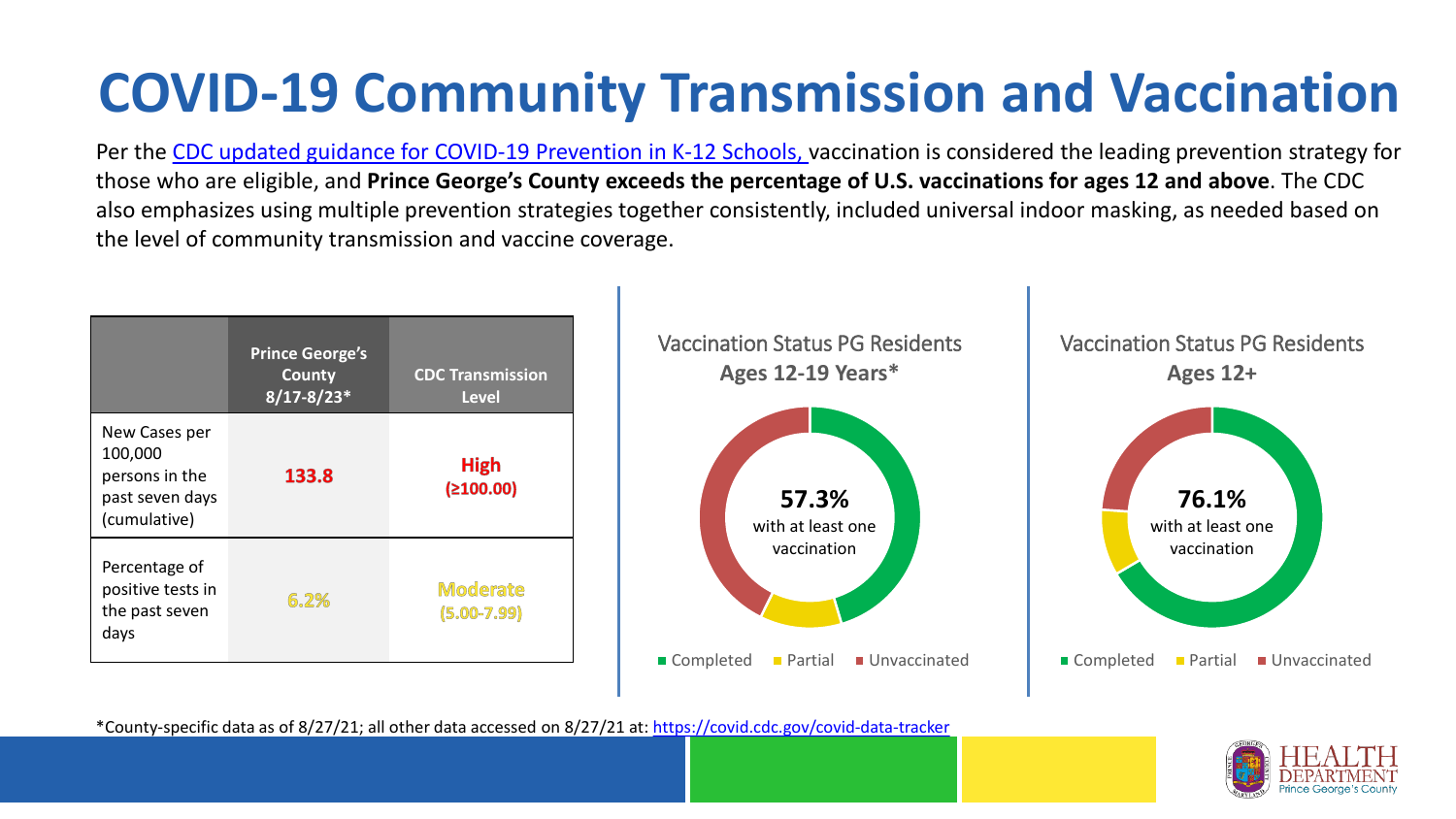# COVID-19 Community Transmission and Vaccination

Per the CDC updated guidance for COVID-19 Prevention in K-12 Schools, vaccination is considered the leading prevention strategy for those who are eligible, and **Prince George's County exceeds the percentage of U.S. vaccinations for ages 12 and above**. The CDC also emphasizes using multiple prevention strategies together consistently, included universal indoor masking, as needed based on the level of community transmission and vaccine coverage.

| | Prince George's County 8/17-8/23* | CDC Transmission Level |
|---|---|---|
| New Cases per 100,000 persons in the past seven days (cumulative) | 133.8 | High (≥100.00) |
| Percentage of positive tests in the past seven days | 6.2% | Moderate (5.00-7.99) |

Vaccination Status PG Residents
**Ages 12-19 Years***

**57.3%** with at least one vaccination

Completed | Partial | Unvaccinated

Vaccination Status PG Residents
**Ages 12+**

**76.1%** with at least one vaccination

Completed | Partial | Unvaccinated

*County-specific data as of 8/27/21; all other data accessed on 8/27/21 at: https://covid.cdc.gov/covid-data-tracker

HEALTH DEPARTMENT Prince George's County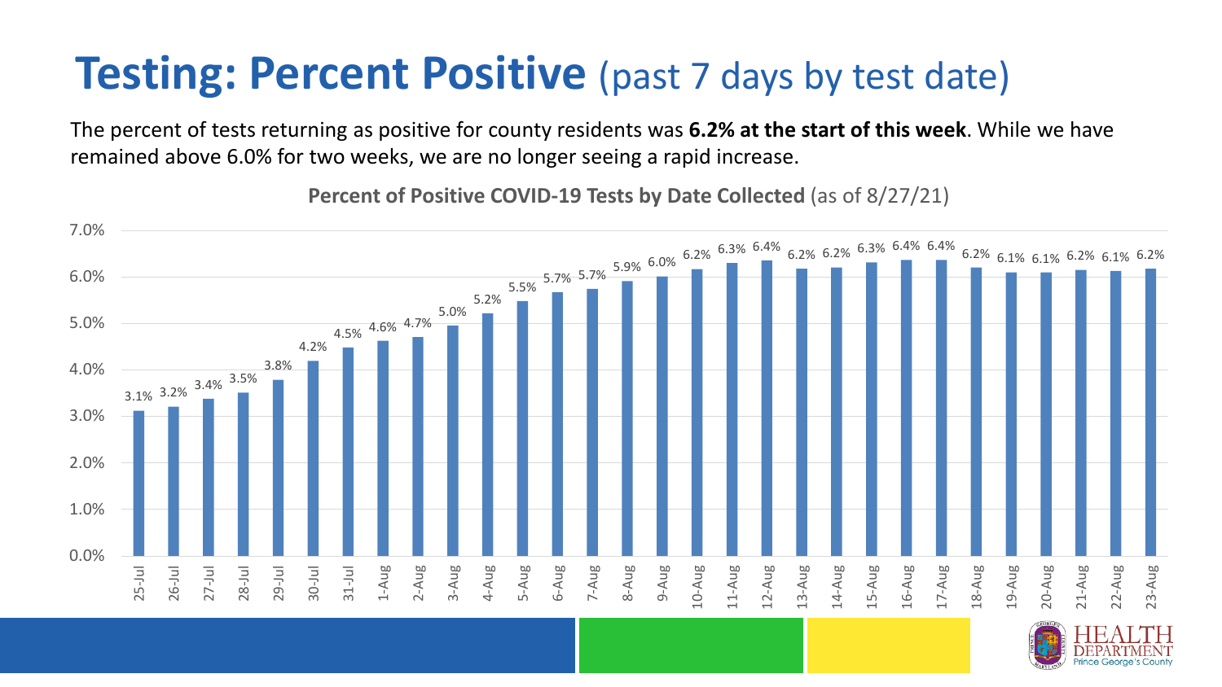# Testing: Percent Positive (past 7 days by test date)

The percent of tests returning as positive for county residents was **6.2% at the start of this week**. While we have remained above 6.0% for two weeks, we are no longer seeing a rapid increase.

**Percent of Positive COVID-19 Tests by Date Collected** (as of 8/27/21)

| Date | Percent Positive |
|---|---|
| 25-Jul | 3.1% |
| 26-Jul | 3.2% |
| 27-Jul | 3.4% |
| 28-Jul | 3.5% |
| 29-Jul | 3.8% |
| 30-Jul | 4.2% |
| 31-Jul | 4.5% |
| 1-Aug | 4.6% |
| 2-Aug | 4.7% |
| 3-Aug | 5.0% |
| 4-Aug | 5.2% |
| 5-Aug | 5.5% |
| 6-Aug | 5.7% |
| 7-Aug | 5.7% |
| 8-Aug | 5.9% |
| 9-Aug | 6.0% |
| 10-Aug | 6.2% |
| 11-Aug | 6.3% |
| 12-Aug | 6.4% |
| 13-Aug | 6.2% |
| 14-Aug | 6.2% |
| 15-Aug | 6.3% |
| 16-Aug | 6.4% |
| 17-Aug | 6.4% |
| 18-Aug | 6.2% |
| 19-Aug | 6.1% |
| 20-Aug | 6.1% |
| 21-Aug | 6.2% |
| 22-Aug | 6.1% |
| 23-Aug | 6.2% |

HEALTH DEPARTMENT Prince George's County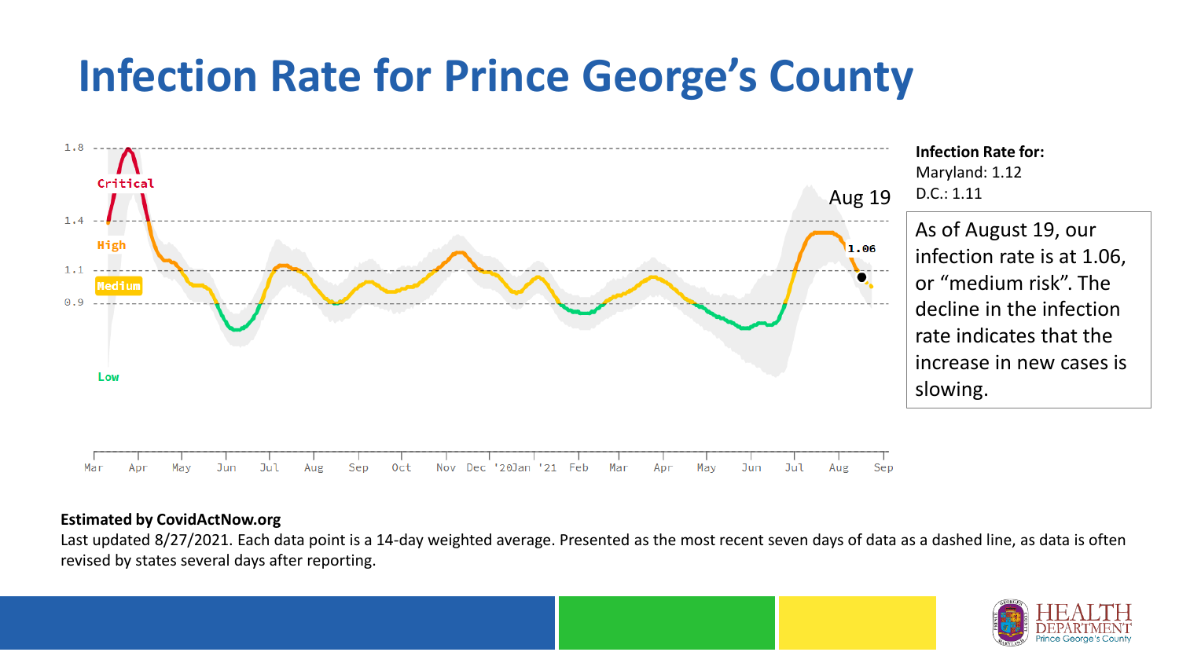# Infection Rate for Prince George's County

**Infection Rate for:**
Maryland: 1.12
D.C.: 1.11

As of August 19, our infection rate is at 1.06, or "medium risk". The decline in the infection rate indicates that the increase in new cases is slowing.

**Estimated by CovidActNow.org**

Last updated 8/27/2021. Each data point is a 14-day weighted average. Presented as the most recent seven days of data as a dashed line, as data is often revised by states several days after reporting.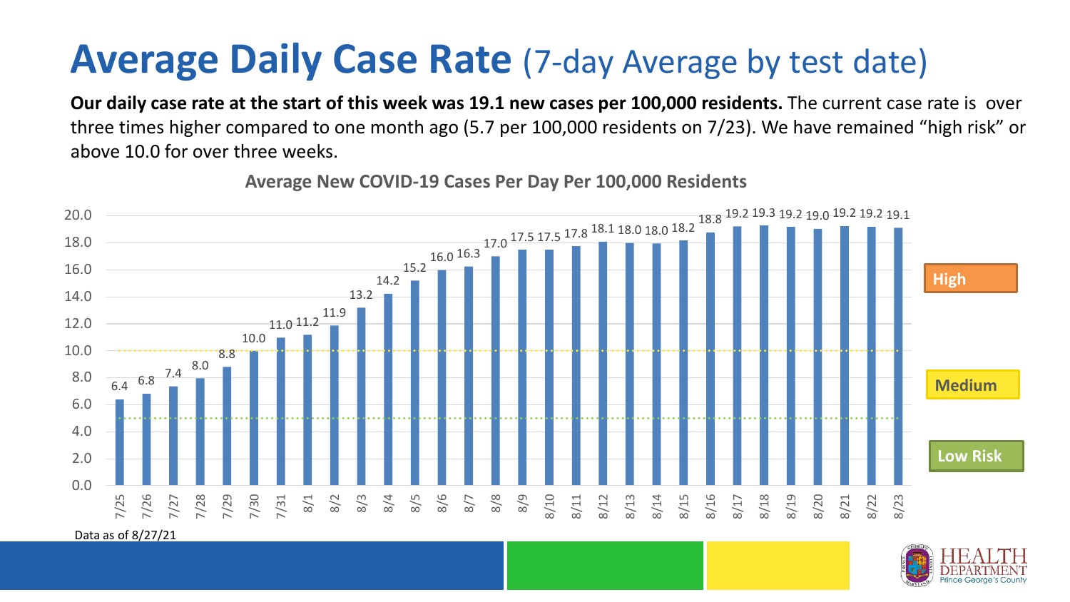# Average Daily Case Rate (7-day Average by test date)

**Our daily case rate at the start of this week was 19.1 new cases per 100,000 residents.** The current case rate is over three times higher compared to one month ago (5.7 per 100,000 residents on 7/23). We have remained “high risk” or above 10.0 for over three weeks.

**Average New COVID-19 Cases Per Day Per 100,000 Residents**

| Date | Cases per 100,000 |
|---|---|
| 7/25 | 6.4 |
| 7/26 | 6.8 |
| 7/27 | 7.4 |
| 7/28 | 8.0 |
| 7/29 | 8.8 |
| 7/30 | 10.0 |
| 7/31 | 11.0 |
| 8/1 | 11.2 |
| 8/2 | 11.9 |
| 8/3 | 13.2 |
| 8/4 | 14.2 |
| 8/5 | 15.2 |
| 8/6 | 16.0 |
| 8/7 | 16.3 |
| 8/8 | 17.0 |
| 8/9 | 17.5 |
| 8/10 | 17.5 |
| 8/11 | 17.8 |
| 8/12 | 18.1 |
| 8/13 | 18.0 |
| 8/14 | 18.0 |
| 8/15 | 18.2 |
| 8/16 | 18.8 |
| 8/17 | 19.2 |
| 8/18 | 19.3 |
| 8/19 | 19.2 |
| 8/20 | 19.0 |
| 8/21 | 19.2 |
| 8/22 | 19.2 |
| 8/23 | 19.1 |

High

Medium

Low Risk

Data as of 8/27/21

HEALTH DEPARTMENT Prince George's County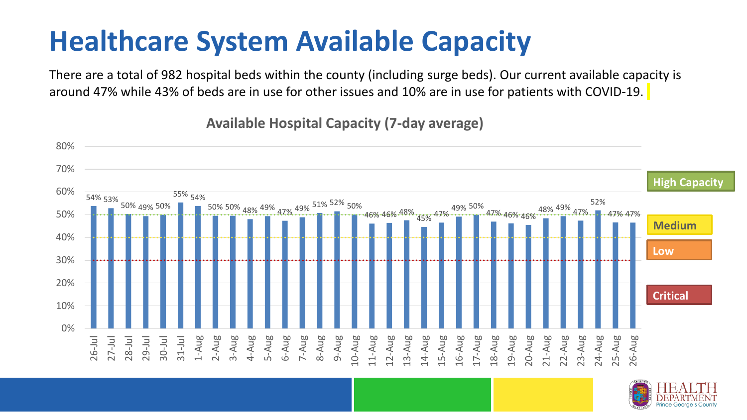# Healthcare System Available Capacity

There are a total of 982 hospital beds within the county (including surge beds). Our current available capacity is around 47% while 43% of beds are in use for other issues and 10% are in use for patients with COVID-19.

**Available Hospital Capacity (7-day average)**

80%
70%
60%
50%
40%
30%
20%
10%
0%

54% 53% 50% 49% 50% 55% 54% 50% 50% 48% 49% 47% 49% 51% 52% 50% 46% 46% 48% 45% 47% 49% 50% 47% 46% 46% 48% 49% 47% 52% 47% 47%

26-Jul 27-Jul 28-Jul 29-Jul 30-Jul 31-Jul 1-Aug 2-Aug 3-Aug 4-Aug 5-Aug 6-Aug 7-Aug 8-Aug 9-Aug 10-Aug 11-Aug 12-Aug 13-Aug 14-Aug 15-Aug 16-Aug 17-Aug 18-Aug 19-Aug 20-Aug 21-Aug 22-Aug 23-Aug 24-Aug 25-Aug 26-Aug

High Capacity
Medium
Low
Critical